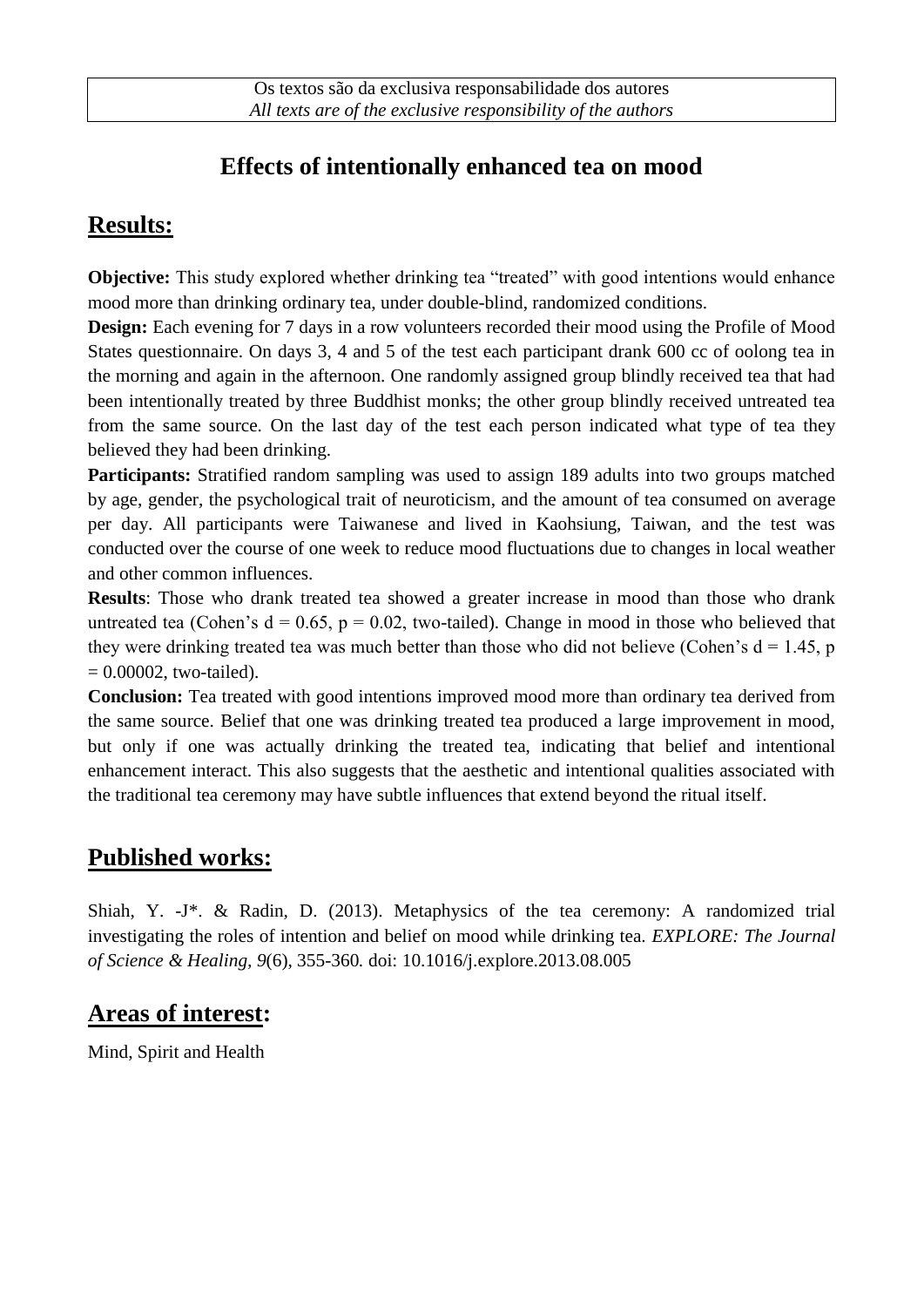Os textos são da exclusiva responsabilidade dos autores
*All texts are of the exclusive responsibility of the authors*

# Effects of intentionally enhanced tea on mood

## Results:

**Objective:** This study explored whether drinking tea "treated" with good intentions would enhance mood more than drinking ordinary tea, under double-blind, randomized conditions.

**Design:** Each evening for 7 days in a row volunteers recorded their mood using the Profile of Mood States questionnaire. On days 3, 4 and 5 of the test each participant drank 600 cc of oolong tea in the morning and again in the afternoon. One randomly assigned group blindly received tea that had been intentionally treated by three Buddhist monks; the other group blindly received untreated tea from the same source. On the last day of the test each person indicated what type of tea they believed they had been drinking.

**Participants:** Stratified random sampling was used to assign 189 adults into two groups matched by age, gender, the psychological trait of neuroticism, and the amount of tea consumed on average per day. All participants were Taiwanese and lived in Kaohsiung, Taiwan, and the test was conducted over the course of one week to reduce mood fluctuations due to changes in local weather and other common influences.

**Results**: Those who drank treated tea showed a greater increase in mood than those who drank untreated tea (Cohen's $d = 0.65$, $p = 0.02$, two-tailed). Change in mood in those who believed that they were drinking treated tea was much better than those who did not believe (Cohen's $d = 1.45$, $p = 0.00002$, two-tailed).

**Conclusion:** Tea treated with good intentions improved mood more than ordinary tea derived from the same source. Belief that one was drinking treated tea produced a large improvement in mood, but only if one was actually drinking the treated tea, indicating that belief and intentional enhancement interact. This also suggests that the aesthetic and intentional qualities associated with the traditional tea ceremony may have subtle influences that extend beyond the ritual itself.

## Published works:

Shiah, Y. -J*. & Radin, D. (2013). Metaphysics of the tea ceremony: A randomized trial investigating the roles of intention and belief on mood while drinking tea. *EXPLORE: The Journal of Science & Healing, 9*(6), 355-360. doi: 10.1016/j.explore.2013.08.005

## Areas of interest:

Mind, Spirit and Health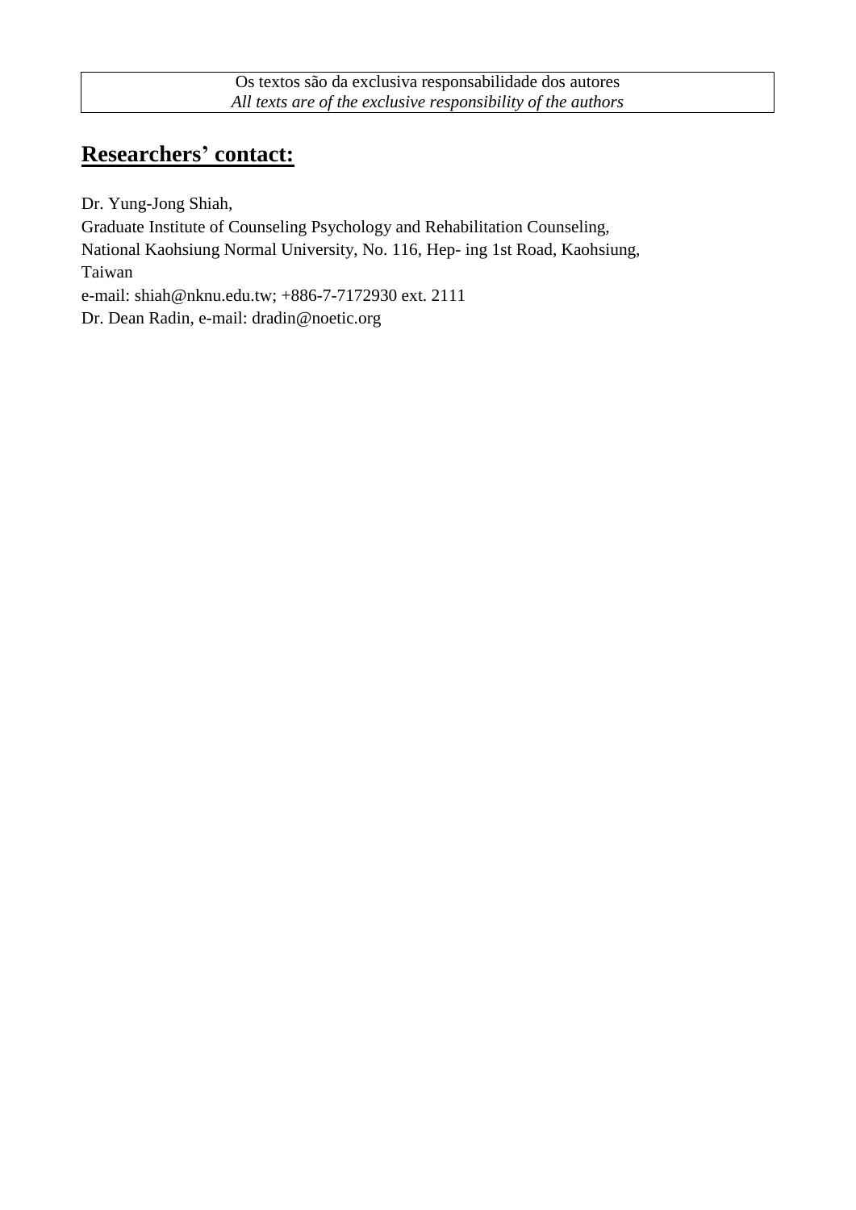Os textos são da exclusiva responsabilidade dos autores
*All texts are of the exclusive responsibility of the authors*

## **Researchers' contact:**

Dr. Yung-Jong Shiah,
Graduate Institute of Counseling Psychology and Rehabilitation Counseling,
National Kaohsiung Normal University, No. 116, Hep- ing 1st Road, Kaohsiung,
Taiwan
e-mail: shiah@nknu.edu.tw; +886-7-7172930 ext. 2111
Dr. Dean Radin, e-mail: dradin@noetic.org